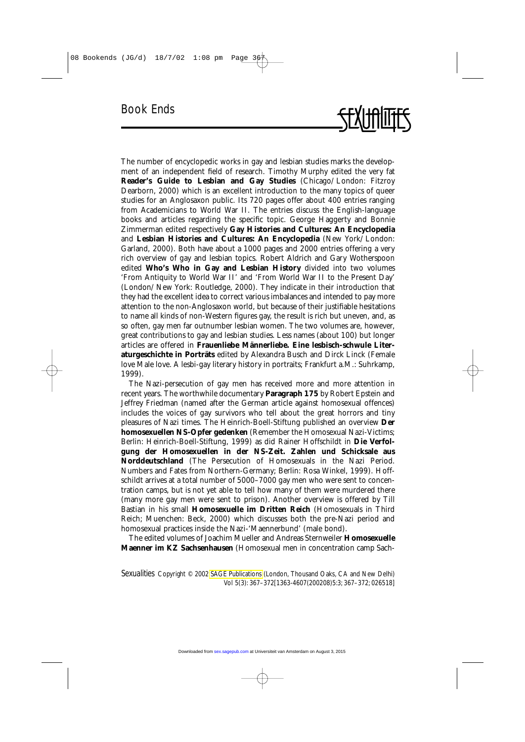# Book Ends

The number of encyclopedic works in gay and lesbian studies marks the development of an independent field of research. Timothy Murphy edited the very fat **Reader's Guide to Lesbian and Gay Studies** (Chicago/London: Fitzroy Dearborn, 2000) which is an excellent introduction to the many topics of queer studies for an Anglosaxon public. Its 720 pages offer about 400 entries ranging from Academicians to World War II. The entries discuss the English-language books and articles regarding the specific topic. George Haggerty and Bonnie Zimmerman edited respectively **Gay Histories and Cultures: An Encyclopedia** and **Lesbian Histories and Cultures: An Encyclopedia** (New York/London: Garland, 2000). Both have about a 1000 pages and 2000 entries offering a very rich overview of gay and lesbian topics. Robert Aldrich and Gary Wotherspoon edited **Who's Who in Gay and Lesbian History** divided into two volumes 'From Antiquity to World War II' and 'From World War II to the Present Day' (London/New York: Routledge, 2000). They indicate in their introduction that they had the excellent idea to correct various imbalances and intended to pay more attention to the non-Anglosaxon world, but because of their justifiable hesitations to name all kinds of non-Western figures gay, the result is rich but uneven, and, as so often, gay men far outnumber lesbian women. The two volumes are, however, great contributions to gay and lesbian studies. Less names (about 100) but longer articles are offered in **Frauenliebe Männerliebe. Eine lesbisch-schwule Literaturgeschichte in Porträts** edited by Alexandra Busch and Dirck Linck (Female love Male love. A lesbi-gay literary history in portraits; Frankfurt a.M.: Suhrkamp, 1999).

The Nazi-persecution of gay men has received more and more attention in recent years. The worthwhile documentary **Paragraph 175** by Robert Epstein and Jeffrey Friedman (named after the German article against homosexual offences) includes the voices of gay survivors who tell about the great horrors and tiny pleasures of Nazi times. The Heinrich-Boell-Stiftung published an overview **Der homosexuellen NS-Opfer gedenken** (Remember the Homosexual Nazi-Victims; Berlin: Heinrich-Boell-Stiftung, 1999) as did Rainer Hoffschildt in **Die Verfolgung der Homosexuellen in der NS-Zeit. Zahlen und Schicksale aus Norddeutschland** (The Persecution of Homosexuals in the Nazi Period. Numbers and Fates from Northern-Germany; Berlin: Rosa Winkel, 1999). Hoffschildt arrives at a total number of 5000–7000 gay men who were sent to concentration camps, but is not yet able to tell how many of them were murdered there (many more gay men were sent to prison). Another overview is offered by Till Bastian in his small **Homosexuelle im Dritten Reich** (Homosexuals in Third Reich; Muenchen: Beck, 2000) which discusses both the pre-Nazi period and homosexual practices inside the Nazi-'Maennerbund' (male bond).

The edited volumes of Joachim Mueller and Andreas Sternweiler **Homosexuelle Maenner im KZ Sachsenhausen** (Homosexual men in concentration camp Sach-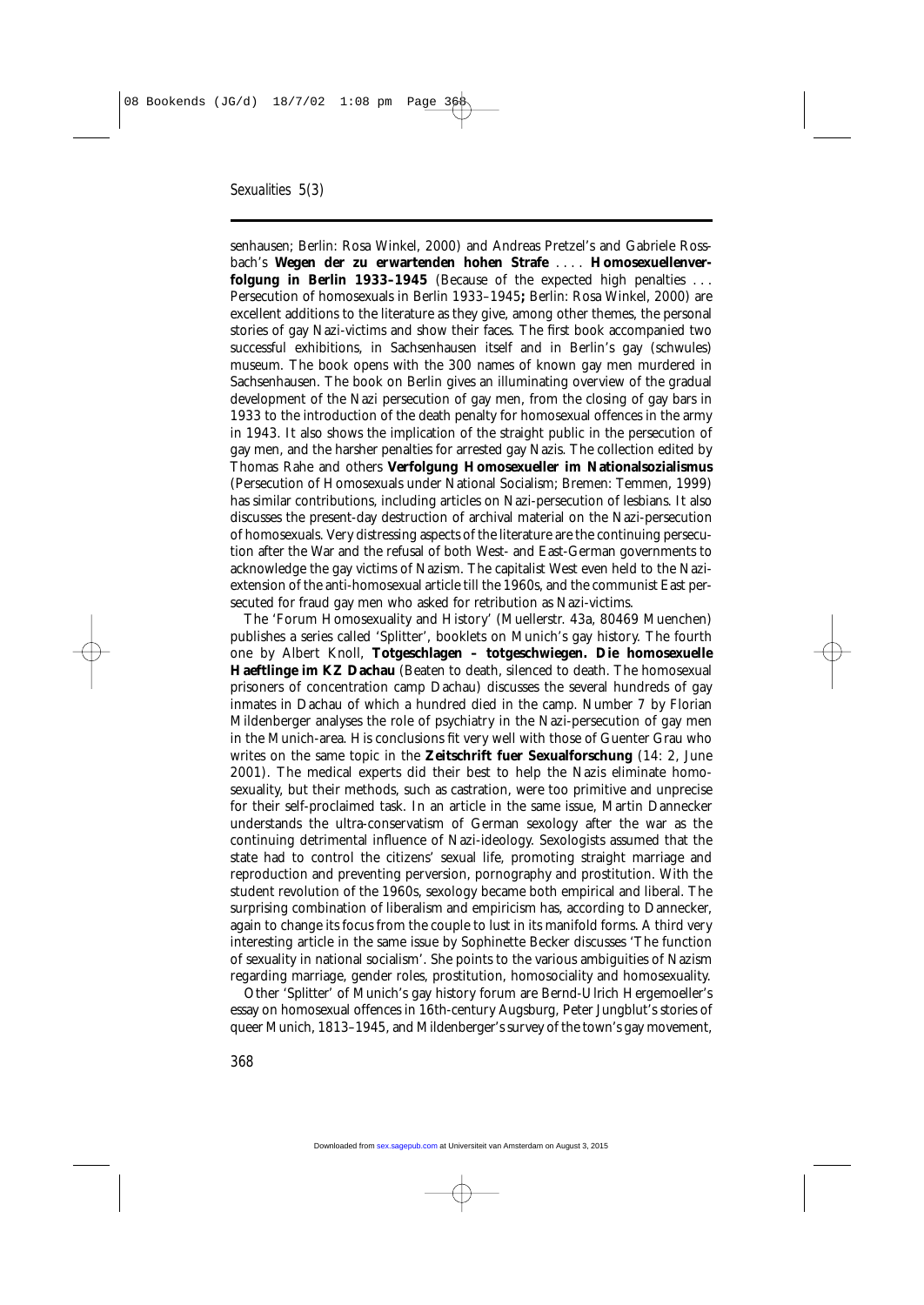senhausen; Berlin: Rosa Winkel, 2000) and Andreas Pretzel's and Gabriele Rossbach's **Wegen der zu erwartenden hohen Strafe . . . . Homosexuellenverfolgung in Berlin 1933–1945** (Because of the expected high penalties . . . Persecution of homosexuals in Berlin 1933–1945**;** Berlin: Rosa Winkel, 2000) are excellent additions to the literature as they give, among other themes, the personal stories of gay Nazi-victims and show their faces. The first book accompanied two successful exhibitions, in Sachsenhausen itself and in Berlin's gay (schwules) museum. The book opens with the 300 names of known gay men murdered in Sachsenhausen. The book on Berlin gives an illuminating overview of the gradual development of the Nazi persecution of gay men, from the closing of gay bars in 1933 to the introduction of the death penalty for homosexual offences in the army in 1943. It also shows the implication of the straight public in the persecution of gay men, and the harsher penalties for arrested gay Nazis. The collection edited by Thomas Rahe and others **Verfolgung Homosexueller im Nationalsozialismus** (Persecution of Homosexuals under National Socialism; Bremen: Temmen, 1999) has similar contributions, including articles on Nazi-persecution of lesbians. It also discusses the present-day destruction of archival material on the Nazi-persecution of homosexuals. Very distressing aspects of the literature are the continuing persecution after the War and the refusal of both West- and East-German governments to acknowledge the gay victims of Nazism. The capitalist West even held to the Nazi-extension of the anti-homosexual article till the 1960s, and the communist East persecuted for fraud gay men who asked for retribution as Nazi-victims.

The 'Forum Homosexuality and History' (Muellerstr. 43a, 80469 Muenchen) publishes a series called 'Splitter', booklets on Munich's gay history. The fourth one by Albert Knoll, **Totgeschlagen – totgeschwiegen. Die homosexuelle Haeftlinge im KZ Dachau** (Beaten to death, silenced to death. The homosexual prisoners of concentration camp Dachau) discusses the several hundreds of gay inmates in Dachau of which a hundred died in the camp. Number 7 by Florian Mildenberger analyses the role of psychiatry in the Nazi-persecution of gay men in the Munich-area. His conclusions fit very well with those of Guenter Grau who writes on the same topic in the **Zeitschrift fuer Sexualforschung** (14: 2, June 2001). The medical experts did their best to help the Nazis eliminate homosexuality, but their methods, such as castration, were too primitive and unprecise for their self-proclaimed task. In an article in the same issue, Martin Dannecker understands the ultra-conservatism of German sexology after the war as the continuing detrimental influence of Nazi-ideology. Sexologists assumed that the state had to control the citizens' sexual life, promoting straight marriage and reproduction and preventing perversion, pornography and prostitution. With the student revolution of the 1960s, sexology became both empirical and liberal. The surprising combination of liberalism and empiricism has, according to Dannecker, again to change its focus from the couple to lust in its manifold forms. A third very interesting article in the same issue by Sophinette Becker discusses 'The function of sexuality in national socialism'. She points to the various ambiguities of Nazism regarding marriage, gender roles, prostitution, homosociality and homosexuality.

Other 'Splitter' of Munich's gay history forum are Bernd-Ulrich Hergemoeller's essay on homosexual offences in 16th-century Augsburg, Peter Jungblut's stories of queer Munich, 1813–1945, and Mildenberger's survey of the town's gay movement,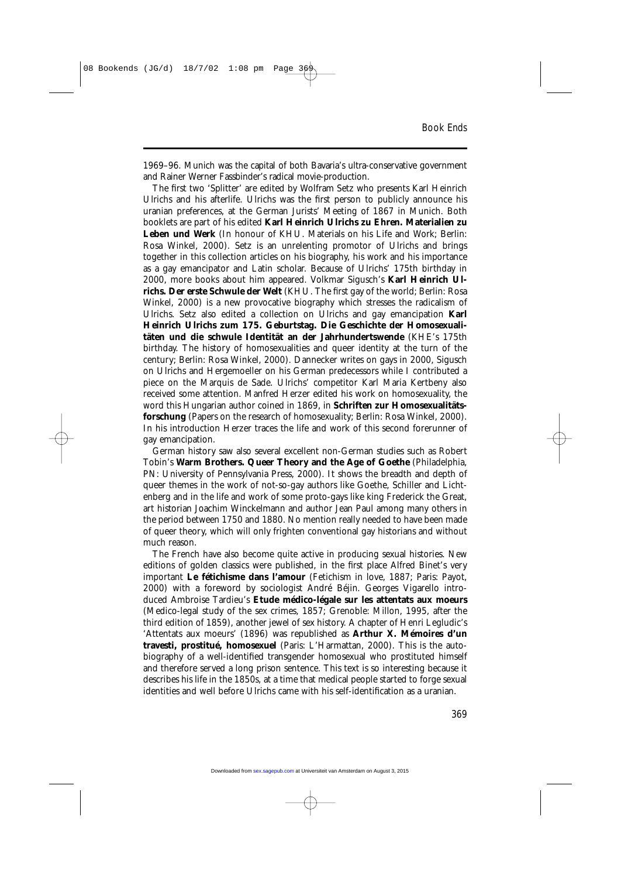1969–96. Munich was the capital of both Bavaria's ultra-conservative government and Rainer Werner Fassbinder's radical movie-production.

The first two 'Splitter' are edited by Wolfram Setz who presents Karl Heinrich Ulrichs and his afterlife. Ulrichs was the first person to publicly announce his uranian preferences, at the German Jurists' Meeting of 1867 in Munich. Both booklets are part of his edited **Karl Heinrich Ulrichs zu Ehren. Materialien zu Leben und Werk** (In honour of KHU. Materials on his Life and Work; Berlin: Rosa Winkel, 2000). Setz is an unrelenting promotor of Ulrichs and brings together in this collection articles on his biography, his work and his importance as a gay emancipator and Latin scholar. Because of Ulrichs' 175th birthday in 2000, more books about him appeared. Volkmar Sigusch's **Karl Heinrich Ulrichs. Der erste Schwule der Welt** (KHU. The first gay of the world; Berlin: Rosa Winkel, 2000) is a new provocative biography which stresses the radicalism of Ulrichs. Setz also edited a collection on Ulrichs and gay emancipation **Karl Heinrich Ulrichs zum 175. Geburtstag. Die Geschichte der Homosexualitäten und die schwule Identität an der Jahrhundertswende** (KHE's 175th birthday. The history of homosexualities and queer identity at the turn of the century; Berlin: Rosa Winkel, 2000). Dannecker writes on gays in 2000, Sigusch on Ulrichs and Hergemoeller on his German predecessors while I contributed a piece on the Marquis de Sade. Ulrichs' competitor Karl Maria Kertbeny also received some attention. Manfred Herzer edited his work on homosexuality, the word this Hungarian author coined in 1869, in **Schriften zur Homosexualitätsforschung** (Papers on the research of homosexuality; Berlin: Rosa Winkel, 2000). In his introduction Herzer traces the life and work of this second forerunner of gay emancipation.

German history saw also several excellent non-German studies such as Robert Tobin's **Warm Brothers. Queer Theory and the Age of Goethe** (Philadelphia, PN: University of Pennsylvania Press, 2000). It shows the breadth and depth of queer themes in the work of not-so-gay authors like Goethe, Schiller and Lichtenberg and in the life and work of some proto-gays like king Frederick the Great, art historian Joachim Winckelmann and author Jean Paul among many others in the period between 1750 and 1880. No mention really needed to have been made of queer theory, which will only frighten conventional gay historians and without much reason.

The French have also become quite active in producing sexual histories. New editions of golden classics were published, in the first place Alfred Binet's very important **Le fétichisme dans l'amour** (Fetichism in love, 1887; Paris: Payot, 2000) with a foreword by sociologist André Béjin. Georges Vigarello introduced Ambroise Tardieu's **Etude médico-légale sur les attentats aux moeurs** (Medico-legal study of the sex crimes, 1857; Grenoble: Millon, 1995, after the third edition of 1859), another jewel of sex history. A chapter of Henri Legludic's 'Attentats aux moeurs' (1896) was republished as **Arthur X. Mémoires d'un travesti, prostitué, homosexuel** (Paris: L'Harmattan, 2000). This is the autobiography of a well-identified transgender homosexual who prostituted himself and therefore served a long prison sentence. This text is so interesting because it describes his life in the 1850s, at a time that medical people started to forge sexual identities and well before Ulrichs came with his self-identification as a uranian.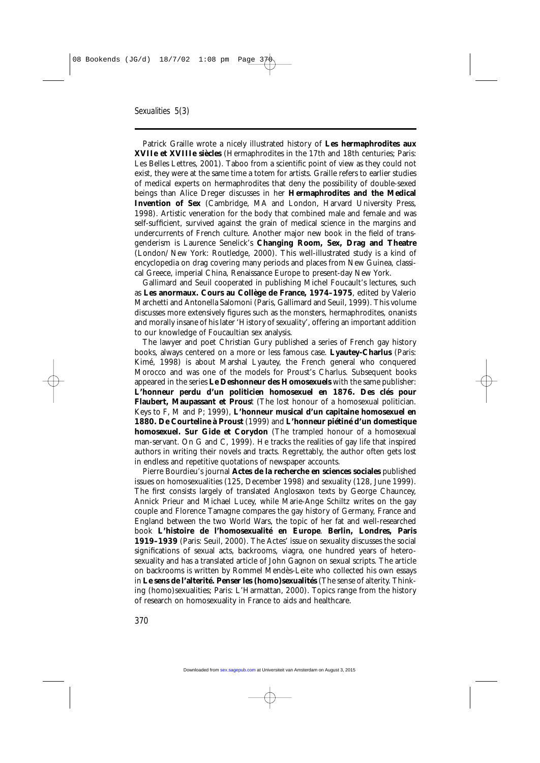Patrick Graille wrote a nicely illustrated history of **Les hermaphrodites aux XVIIe et XVIIIe siècles** (Hermaphrodites in the 17th and 18th centuries; Paris: Les Belles Lettres, 2001). Taboo from a scientific point of view as they could not exist, they were at the same time a totem for artists. Graille refers to earlier studies of medical experts on hermaphrodites that deny the possibility of double-sexed beings than Alice Dreger discusses in her **Hermaphrodites and the Medical Invention of Sex** (Cambridge, MA and London, Harvard University Press, 1998). Artistic veneration for the body that combined male and female and was self-sufficient, survived against the grain of medical science in the margins and undercurrents of French culture. Another major new book in the field of transgenderism is Laurence Senelick's **Changing Room, Sex, Drag and Theatre** (London/New York: Routledge, 2000). This well-illustrated study is a kind of encyclopedia on drag covering many periods and places from New Guinea, classical Greece, imperial China, Renaissance Europe to present-day New York.

Gallimard and Seuil cooperated in publishing Michel Foucault's lectures, such as **Les anormaux. Cours au Collège de France, 1974–1975**, edited by Valerio Marchetti and Antonella Salomoni (Paris, Gallimard and Seuil, 1999). This volume discusses more extensively figures such as the monsters, hermaphrodites, onanists and morally insane of his later 'History of sexuality', offering an important addition to our knowledge of Foucaultian sex analysis.

The lawyer and poet Christian Gury published a series of French gay history books, always centered on a more or less famous case. **Lyautey-Charlus** (Paris: Kimé, 1998) is about Marshal Lyautey, the French general who conquered Morocco and was one of the models for Proust's Charlus. Subsequent books appeared in the series **Le Deshonneur des Homosexuels** with the same publisher: **L'honneur perdu d'un politicien homosexuel en 1876. Des clés pour Flaubert, Maupassant et Prous**t (The lost honour of a homosexual politician. Keys to F, M and P; 1999), **L'honneur musical d'un capitaine homosexuel en 1880. De Courteline à Proust** (1999) and **L'honneur piétiné d'un domestique homosexuel. Sur Gide et Corydon** (The trampled honour of a homosexual man-servant. On G and C, 1999). He tracks the realities of gay life that inspired authors in writing their novels and tracts. Regrettably, the author often gets lost in endless and repetitive quotations of newspaper accounts.

Pierre Bourdieu's journal **Actes de la recherche en sciences sociales** published issues on homosexualities (125, December 1998) and sexuality (128, June 1999). The first consists largely of translated Anglosaxon texts by George Chauncey, Annick Prieur and Michael Lucey, while Marie-Ange Schiltz writes on the gay couple and Florence Tamagne compares the gay history of Germany, France and England between the two World Wars, the topic of her fat and well-researched book **L'histoire de l'homosexualité en Europe**. **Berlin, Londres, Paris 1919–1939** (Paris: Seuil, 2000). The Actes' issue on sexuality discusses the social significations of sexual acts, backrooms, viagra, one hundred years of heterosexuality and has a translated article of John Gagnon on sexual scripts. The article on backrooms is written by Rommel Mendès-Leite who collected his own essays in **Le sens de l'alterité. Penser les (homo)sexualités** (The sense of alterity. Thinking (homo)sexualities; Paris: L'Harmattan, 2000). Topics range from the history of research on homosexuality in France to aids and healthcare.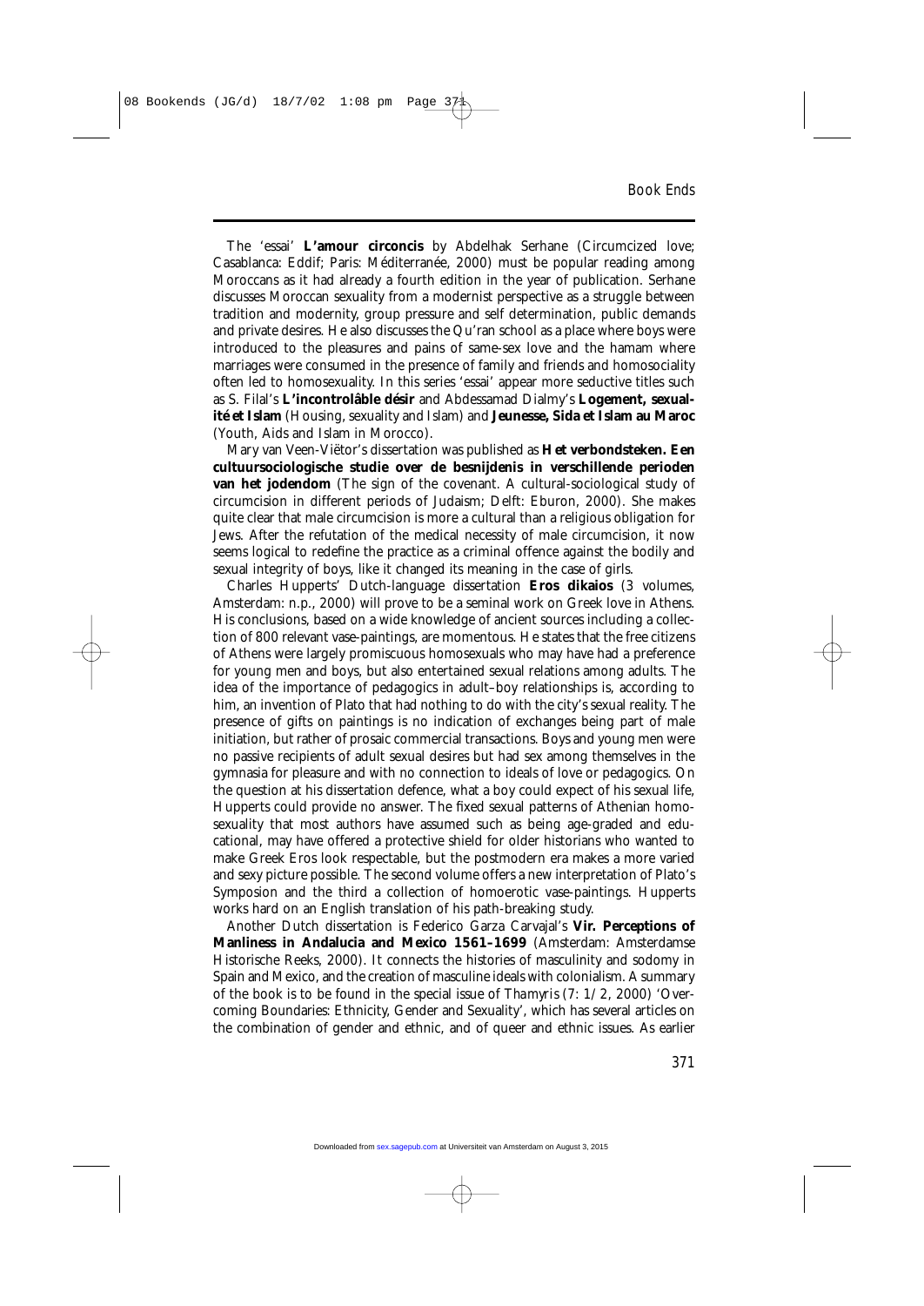The 'essai' **L'amour circoncis** by Abdelhak Serhane (Circumcized love; Casablanca: Eddif; Paris: Méditerranée, 2000) must be popular reading among Moroccans as it had already a fourth edition in the year of publication. Serhane discusses Moroccan sexuality from a modernist perspective as a struggle between tradition and modernity, group pressure and self determination, public demands and private desires. He also discusses the Qu'ran school as a place where boys were introduced to the pleasures and pains of same-sex love and the hamam where marriages were consumed in the presence of family and friends and homosociality often led to homosexuality. In this series 'essai' appear more seductive titles such as S. Filal's **L'incontrolâble désir** and Abdessamad Dialmy's **Logement, sexualité et Islam** (Housing, sexuality and Islam) and **Jeunesse, Sida et Islam au Maroc** (Youth, Aids and Islam in Morocco).

Mary van Veen-Viëtor's dissertation was published as **Het verbondsteken. Een cultuursociologische studie over de besnijdenis in verschillende perioden van het jodendom** (The sign of the covenant. A cultural-sociological study of circumcision in different periods of Judaism; Delft: Eburon, 2000). She makes quite clear that male circumcision is more a cultural than a religious obligation for Jews. After the refutation of the medical necessity of male circumcision, it now seems logical to redefine the practice as a criminal offence against the bodily and sexual integrity of boys, like it changed its meaning in the case of girls.

Charles Hupperts' Dutch-language dissertation **Eros dikaios** (3 volumes, Amsterdam: n.p., 2000) will prove to be a seminal work on Greek love in Athens. His conclusions, based on a wide knowledge of ancient sources including a collection of 800 relevant vase-paintings, are momentous. He states that the free citizens of Athens were largely promiscuous homosexuals who may have had a preference for young men and boys, but also entertained sexual relations among adults. The idea of the importance of pedagogics in adult–boy relationships is, according to him, an invention of Plato that had nothing to do with the city's sexual reality. The presence of gifts on paintings is no indication of exchanges being part of male initiation, but rather of prosaic commercial transactions. Boys and young men were no passive recipients of adult sexual desires but had sex among themselves in the gymnasia for pleasure and with no connection to ideals of love or pedagogics. On the question at his dissertation defence, what a boy could expect of his sexual life, Hupperts could provide no answer. The fixed sexual patterns of Athenian homosexuality that most authors have assumed such as being age-graded and educational, may have offered a protective shield for older historians who wanted to make Greek Eros look respectable, but the postmodern era makes a more varied and sexy picture possible. The second volume offers a new interpretation of Plato's Symposion and the third a collection of homoerotic vase-paintings. Hupperts works hard on an English translation of his path-breaking study.

Another Dutch dissertation is Federico Garza Carvajal's **Vir. Perceptions of Manliness in Andalucia and Mexico 1561–1699** (Amsterdam: Amsterdamse Historische Reeks, 2000). It connects the histories of masculinity and sodomy in Spain and Mexico, and the creation of masculine ideals with colonialism. A summary of the book is to be found in the special issue of *Thamyris* (7: 1/2, 2000) 'Overcoming Boundaries: Ethnicity, Gender and Sexuality', which has several articles on the combination of gender and ethnic, and of queer and ethnic issues. As earlier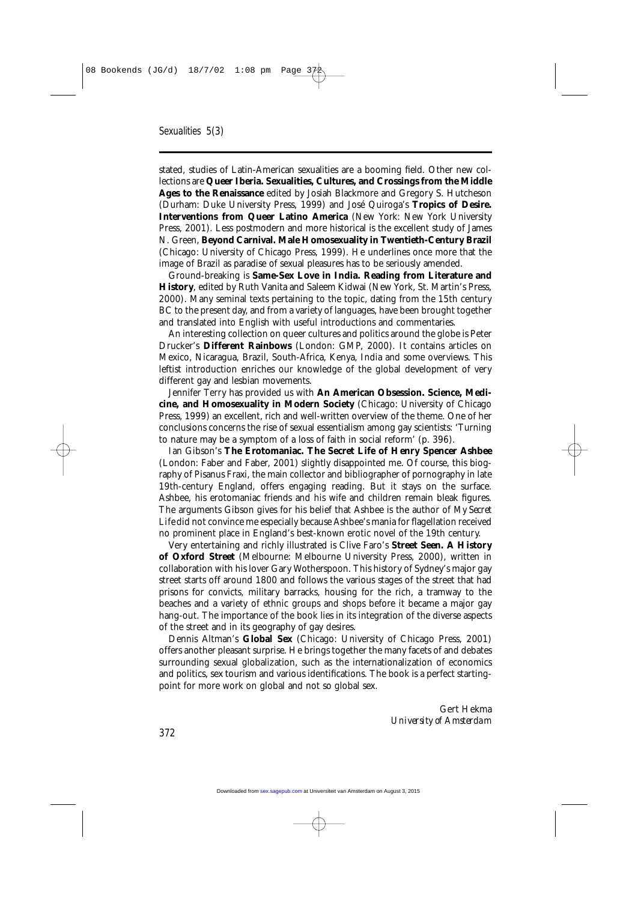stated, studies of Latin-American sexualities are a booming field. Other new collections are **Queer Iberia. Sexualities, Cultures, and Crossings from the Middle Ages to the Renaissance** edited by Josiah Blackmore and Gregory S. Hutcheson (Durham: Duke University Press, 1999) and José Quiroga's **Tropics of Desire. Interventions from Queer Latino America** (New York: New York University Press, 2001). Less postmodern and more historical is the excellent study of James N. Green, **Beyond Carnival. Male Homosexuality in Twentieth-Century Brazil** (Chicago: University of Chicago Press, 1999). He underlines once more that the image of Brazil as paradise of sexual pleasures has to be seriously amended.

Ground-breaking is **Same-Sex Love in India. Reading from Literature and History**, edited by Ruth Vanita and Saleem Kidwai (New York, St. Martin's Press, 2000). Many seminal texts pertaining to the topic, dating from the 15th century BC to the present day, and from a variety of languages, have been brought together and translated into English with useful introductions and commentaries.

An interesting collection on queer cultures and politics around the globe is Peter Drucker's **Different Rainbows** (London: GMP, 2000). It contains articles on Mexico, Nicaragua, Brazil, South-Africa, Kenya, India and some overviews. This leftist introduction enriches our knowledge of the global development of very different gay and lesbian movements.

Jennifer Terry has provided us with **An American Obsession. Science, Medicine, and Homosexuality in Modern Society** (Chicago: University of Chicago Press, 1999) an excellent, rich and well-written overview of the theme. One of her conclusions concerns the rise of sexual essentialism among gay scientists: 'Turning to nature may be a symptom of a loss of faith in social reform' (p. 396).

Ian Gibson's **The Erotomaniac. The Secret Life of Henry Spencer Ashbee** (London: Faber and Faber, 2001) slightly disappointed me. Of course, this biography of Pisanus Fraxi, the main collector and bibliographer of pornography in late 19th-century England, offers engaging reading. But it stays on the surface. Ashbee, his erotomaniac friends and his wife and children remain bleak figures. The arguments Gibson gives for his belief that Ashbee is the author of *My Secret Life* did not convince me especially because Ashbee's mania for flagellation received no prominent place in England's best-known erotic novel of the 19th century.

Very entertaining and richly illustrated is Clive Faro's **Street Seen. A History of Oxford Street** (Melbourne: Melbourne University Press, 2000), written in collaboration with his lover Gary Wotherspoon. This history of Sydney's major gay street starts off around 1800 and follows the various stages of the street that had prisons for convicts, military barracks, housing for the rich, a tramway to the beaches and a variety of ethnic groups and shops before it became a major gay hang-out. The importance of the book lies in its integration of the diverse aspects of the street and in its geography of gay desires.

Dennis Altman's **Global Sex** (Chicago: University of Chicago Press, 2001) offers another pleasant surprise. He brings together the many facets of and debates surrounding sexual globalization, such as the internationalization of economics and politics, sex tourism and various identifications. The book is a perfect starting-point for more work on global and not so global sex.

*Gert Hekma*
*University of Amsterdam*